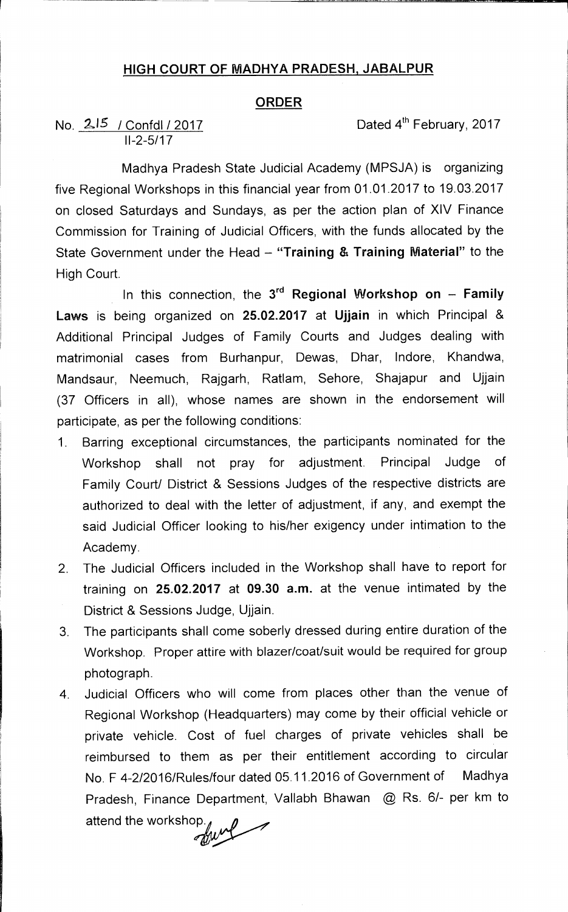# HIGH COURT OF MADHYA PRADESH, JABALPUR

## ORDER

No. 215 / Confdl / 2017
II-2-5/17

Dated 4th February, 2017

Madhya Pradesh State Judicial Academy (MPSJA) is organizing five Regional Workshops in this financial year from 01.01.2017 to 19.03.2017 on closed Saturdays and Sundays, as per the action plan of XIV Finance Commission for Training of Judicial Officers, with the funds allocated by the State Government under the Head – **"Training & Training Material"** to the High Court.

In this connection, the **3rd Regional Workshop on – Family Laws** is being organized on **25.02.2017** at **Ujjain** in which Principal & Additional Principal Judges of Family Courts and Judges dealing with matrimonial cases from Burhanpur, Dewas, Dhar, Indore, Khandwa, Mandsaur, Neemuch, Rajgarh, Ratlam, Sehore, Shajapur and Ujjain (37 Officers in all), whose names are shown in the endorsement will participate, as per the following conditions:

1. Barring exceptional circumstances, the participants nominated for the Workshop shall not pray for adjustment. Principal Judge of Family Court/ District & Sessions Judges of the respective districts are authorized to deal with the letter of adjustment, if any, and exempt the said Judicial Officer looking to his/her exigency under intimation to the Academy.
2. The Judicial Officers included in the Workshop shall have to report for training on **25.02.2017** at **09.30 a.m.** at the venue intimated by the District & Sessions Judge, Ujjain.
3. The participants shall come soberly dressed during entire duration of the Workshop. Proper attire with blazer/coat/suit would be required for group photograph.
4. Judicial Officers who will come from places other than the venue of Regional Workshop (Headquarters) may come by their official vehicle or private vehicle. Cost of fuel charges of private vehicles shall be reimbursed to them as per their entitlement according to circular No. F 4-2/2016/Rules/four dated 05.11.2016 of Government of Madhya Pradesh, Finance Department, Vallabh Bhawan @ Rs. 6/- per km to attend the workshop.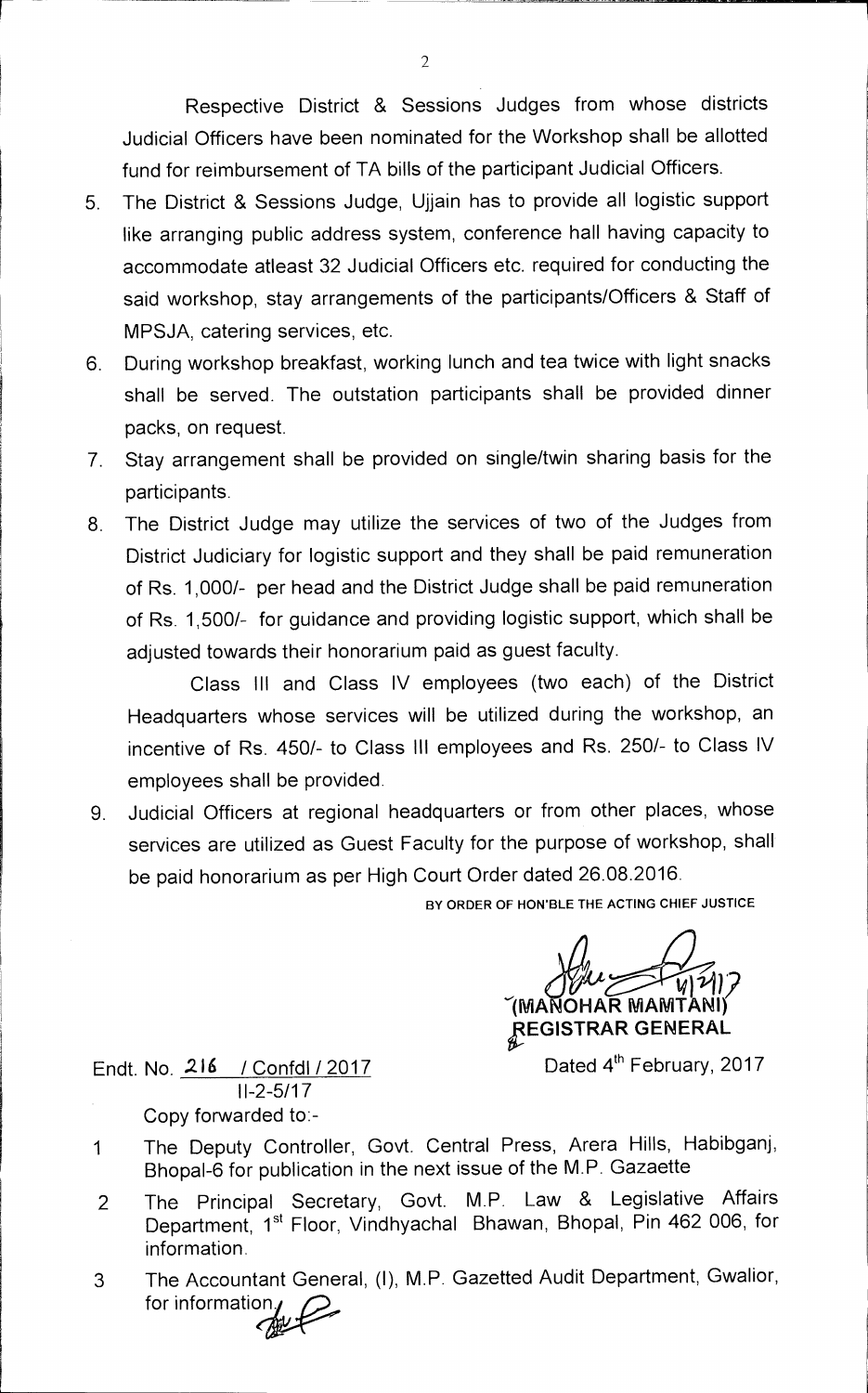Respective District & Sessions Judges from whose districts Judicial Officers have been nominated for the Workshop shall be allotted fund for reimbursement of TA bills of the participant Judicial Officers.

5. The District & Sessions Judge, Ujjain has to provide all logistic support like arranging public address system, conference hall having capacity to accommodate atleast 32 Judicial Officers etc. required for conducting the said workshop, stay arrangements of the participants/Officers & Staff of MPSJA, catering services, etc.
6. During workshop breakfast, working lunch and tea twice with light snacks shall be served. The outstation participants shall be provided dinner packs, on request.
7. Stay arrangement shall be provided on single/twin sharing basis for the participants.
8. The District Judge may utilize the services of two of the Judges from District Judiciary for logistic support and they shall be paid remuneration of Rs. 1,000/- per head and the District Judge shall be paid remuneration of Rs. 1,500/- for guidance and providing logistic support, which shall be adjusted towards their honorarium paid as guest faculty.

   Class III and Class IV employees (two each) of the District Headquarters whose services will be utilized during the workshop, an incentive of Rs. 450/- to Class III employees and Rs. 250/- to Class IV employees shall be provided.
9. Judicial Officers at regional headquarters or from other places, whose services are utilized as Guest Faculty for the purpose of workshop, shall be paid honorarium as per High Court Order dated 26.08.2016.

BY ORDER OF HON'BLE THE ACTING CHIEF JUSTICE

4/2/17
(MANOHAR MAMTANI)
REGISTRAR GENERAL

Endt. No. 216 / Confdl / 2017
II-2-5/17

Dated 4th February, 2017

Copy forwarded to:-

1. The Deputy Controller, Govt. Central Press, Arera Hills, Habibganj, Bhopal-6 for publication in the next issue of the M.P. Gazaette
2. The Principal Secretary, Govt. M.P. Law & Legislative Affairs Department, 1st Floor, Vindhyachal Bhawan, Bhopal, Pin 462 006, for information.
3. The Accountant General, (I), M.P. Gazetted Audit Department, Gwalior, for information.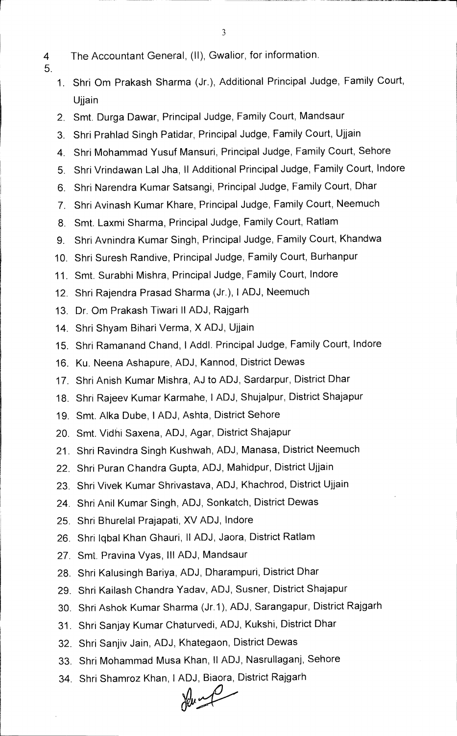4 The Accountant General, (II), Gwalior, for information.

5.

1. Shri Om Prakash Sharma (Jr.), Additional Principal Judge, Family Court, Ujjain
2. Smt. Durga Dawar, Principal Judge, Family Court, Mandsaur
3. Shri Prahlad Singh Patidar, Principal Judge, Family Court, Ujjain
4. Shri Mohammad Yusuf Mansuri, Principal Judge, Family Court, Sehore
5. Shri Vrindawan Lal Jha, II Additional Principal Judge, Family Court, Indore
6. Shri Narendra Kumar Satsangi, Principal Judge, Family Court, Dhar
7. Shri Avinash Kumar Khare, Principal Judge, Family Court, Neemuch
8. Smt. Laxmi Sharma, Principal Judge, Family Court, Ratlam
9. Shri Avnindra Kumar Singh, Principal Judge, Family Court, Khandwa
10. Shri Suresh Randive, Principal Judge, Family Court, Burhanpur
11. Smt. Surabhi Mishra, Principal Judge, Family Court, Indore
12. Shri Rajendra Prasad Sharma (Jr.), I ADJ, Neemuch
13. Dr. Om Prakash Tiwari II ADJ, Rajgarh
14. Shri Shyam Bihari Verma, X ADJ, Ujjain
15. Shri Ramanand Chand, I Addl. Principal Judge, Family Court, Indore
16. Ku. Neena Ashapure, ADJ, Kannod, District Dewas
17. Shri Anish Kumar Mishra, AJ to ADJ, Sardarpur, District Dhar
18. Shri Rajeev Kumar Karmahe, I ADJ, Shujalpur, District Shajapur
19. Smt. Alka Dube, I ADJ, Ashta, District Sehore
20. Smt. Vidhi Saxena, ADJ, Agar, District Shajapur
21. Shri Ravindra Singh Kushwah, ADJ, Manasa, District Neemuch
22. Shri Puran Chandra Gupta, ADJ, Mahidpur, District Ujjain
23. Shri Vivek Kumar Shrivastava, ADJ, Khachrod, District Ujjain
24. Shri Anil Kumar Singh, ADJ, Sonkatch, District Dewas
25. Shri Bhurelal Prajapati, XV ADJ, Indore
26. Shri Iqbal Khan Ghauri, II ADJ, Jaora, District Ratlam
27. Smt. Pravina Vyas, III ADJ, Mandsaur
28. Shri Kalusingh Bariya, ADJ, Dharampuri, District Dhar
29. Shri Kailash Chandra Yadav, ADJ, Susner, District Shajapur
30. Shri Ashok Kumar Sharma (Jr.1), ADJ, Sarangapur, District Rajgarh
31. Shri Sanjay Kumar Chaturvedi, ADJ, Kukshi, District Dhar
32. Shri Sanjiv Jain, ADJ, Khategaon, District Dewas
33. Shri Mohammad Musa Khan, II ADJ, Nasrullaganj, Sehore
34. Shri Shamroz Khan, I ADJ, Biaora, District Rajgarh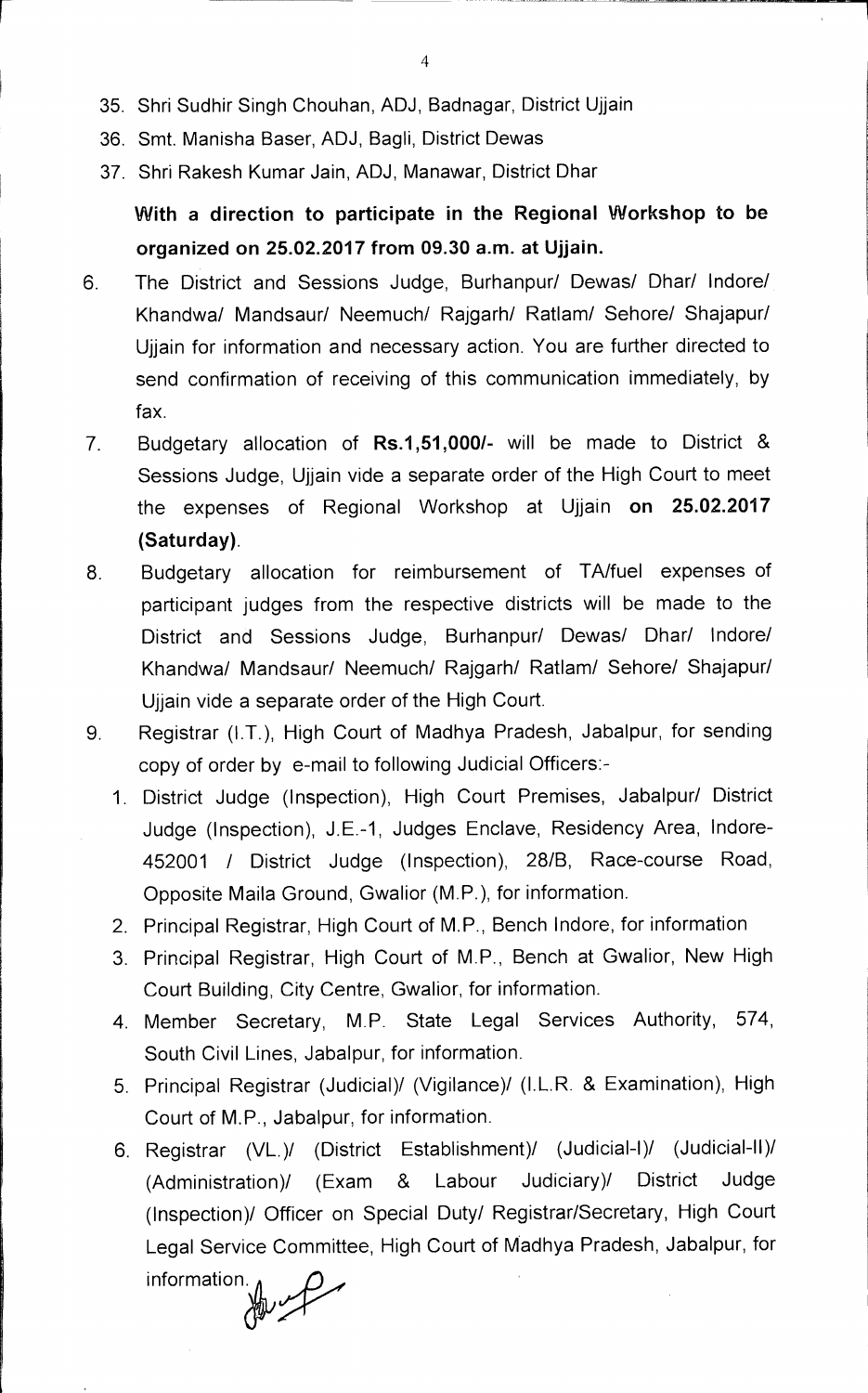35. Shri Sudhir Singh Chouhan, ADJ, Badnagar, District Ujjain
36. Smt. Manisha Baser, ADJ, Bagli, District Dewas
37. Shri Rakesh Kumar Jain, ADJ, Manawar, District Dhar

**With a direction to participate in the Regional Workshop to be organized on 25.02.2017 from 09.30 a.m. at Ujjain.**

6. The District and Sessions Judge, Burhanpur/ Dewas/ Dhar/ Indore/ Khandwa/ Mandsaur/ Neemuch/ Rajgarh/ Ratlam/ Sehore/ Shajapur/ Ujjain for information and necessary action. You are further directed to send confirmation of receiving of this communication immediately, by fax.
7. Budgetary allocation of **Rs.1,51,000/-** will be made to District & Sessions Judge, Ujjain vide a separate order of the High Court to meet the expenses of Regional Workshop at Ujjain **on 25.02.2017 (Saturday)**.
8. Budgetary allocation for reimbursement of TA/fuel expenses of participant judges from the respective districts will be made to the District and Sessions Judge, Burhanpur/ Dewas/ Dhar/ Indore/ Khandwa/ Mandsaur/ Neemuch/ Rajgarh/ Ratlam/ Sehore/ Shajapur/ Ujjain vide a separate order of the High Court.
9. Registrar (I.T.), High Court of Madhya Pradesh, Jabalpur, for sending copy of order by e-mail to following Judicial Officers:-
   1. District Judge (Inspection), High Court Premises, Jabalpur/ District Judge (Inspection), J.E.-1, Judges Enclave, Residency Area, Indore-452001 / District Judge (Inspection), 28/B, Race-course Road, Opposite Maila Ground, Gwalior (M.P.), for information.
   2. Principal Registrar, High Court of M.P., Bench Indore, for information
   3. Principal Registrar, High Court of M.P., Bench at Gwalior, New High Court Building, City Centre, Gwalior, for information.
   4. Member Secretary, M.P. State Legal Services Authority, 574, South Civil Lines, Jabalpur, for information.
   5. Principal Registrar (Judicial)/ (Vigilance)/ (I.L.R. & Examination), High Court of M.P., Jabalpur, for information.
   6. Registrar (VL.)/ (District Establishment)/ (Judicial-I)/ (Judicial-II)/ (Administration)/ (Exam & Labour Judiciary)/ District Judge (Inspection)/ Officer on Special Duty/ Registrar/Secretary, High Court Legal Service Committee, High Court of Madhya Pradesh, Jabalpur, for information.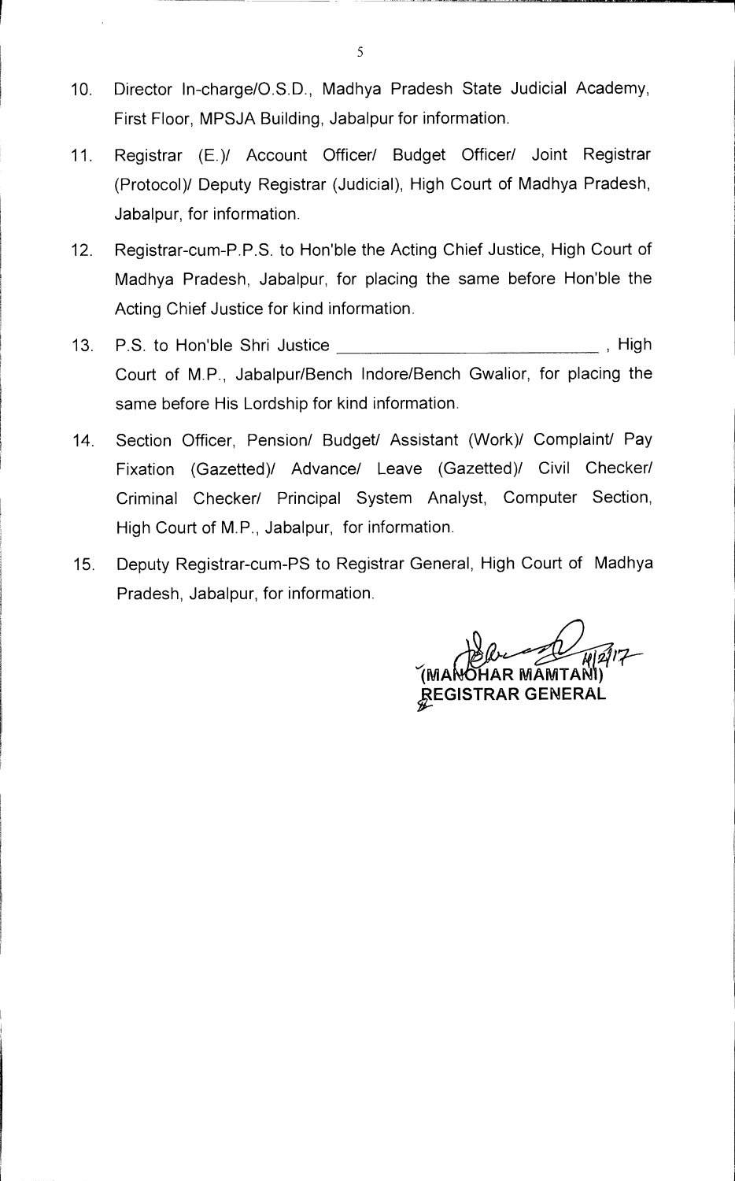10. Director In-charge/O.S.D., Madhya Pradesh State Judicial Academy, First Floor, MPSJA Building, Jabalpur for information.

11. Registrar (E.)/ Account Officer/ Budget Officer/ Joint Registrar (Protocol)/ Deputy Registrar (Judicial), High Court of Madhya Pradesh, Jabalpur, for information.

12. Registrar-cum-P.P.S. to Hon'ble the Acting Chief Justice, High Court of Madhya Pradesh, Jabalpur, for placing the same before Hon'ble the Acting Chief Justice for kind information.

13. P.S. to Hon'ble Shri Justice ____________________________, High Court of M.P., Jabalpur/Bench Indore/Bench Gwalior, for placing the same before His Lordship for kind information.

14. Section Officer, Pension/ Budget/ Assistant (Work)/ Complaint/ Pay Fixation (Gazetted)/ Advance/ Leave (Gazetted)/ Civil Checker/ Criminal Checker/ Principal System Analyst, Computer Section, High Court of M.P., Jabalpur, for information.

15. Deputy Registrar-cum-PS to Registrar General, High Court of Madhya Pradesh, Jabalpur, for information.

14/2/17

(MANOHAR MAMTANI)
REGISTRAR GENERAL